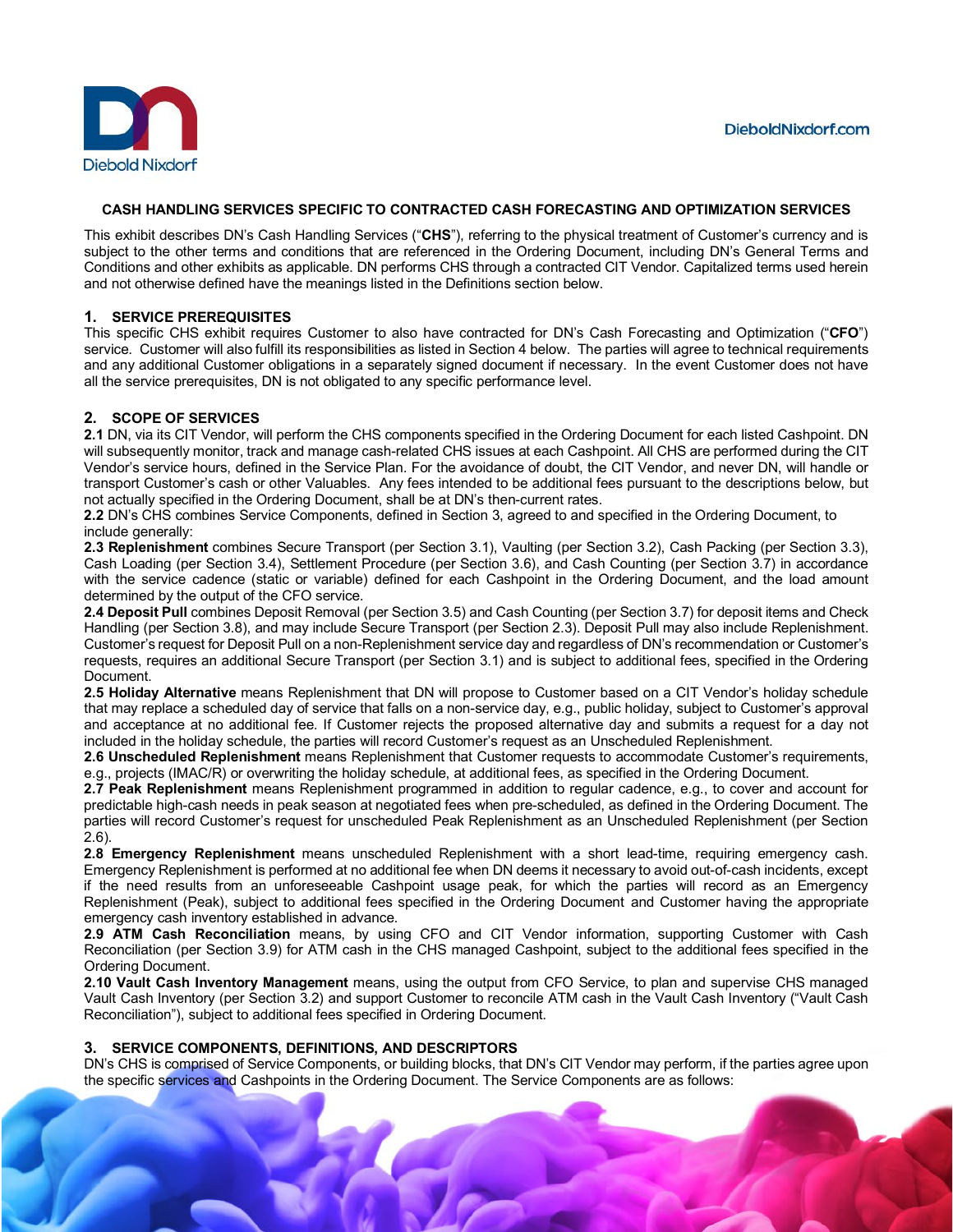**CASH HANDLING SERVICES SPECIFIC TO CONTRACTED CASH FORECASTING AND OPTIMIZATION SERVICES**

This exhibit describes DN's Cash Handling Services ("**CHS**"), referring to the physical treatment of Customer's currency and is subject to the other terms and conditions that are referenced in the Ordering Document, including DN's General Terms and Conditions and other exhibits as applicable. DN performs CHS through a contracted CIT Vendor. Capitalized terms used herein and not otherwise defined have the meanings listed in the Definitions section below.

## 1. SERVICE PREREQUISITES

This specific CHS exhibit requires Customer to also have contracted for DN's Cash Forecasting and Optimization ("**CFO**") service. Customer will also fulfill its responsibilities as listed in Section 4 below. The parties will agree to technical requirements and any additional Customer obligations in a separately signed document if necessary. In the event Customer does not have all the service prerequisites, DN is not obligated to any specific performance level.

## 2. SCOPE OF SERVICES

**2.1** DN, via its CIT Vendor, will perform the CHS components specified in the Ordering Document for each listed Cashpoint. DN will subsequently monitor, track and manage cash-related CHS issues at each Cashpoint. All CHS are performed during the CIT Vendor's service hours, defined in the Service Plan. For the avoidance of doubt, the CIT Vendor, and never DN, will handle or transport Customer's cash or other Valuables. Any fees intended to be additional fees pursuant to the descriptions below, but not actually specified in the Ordering Document, shall be at DN's then-current rates.

**2.2** DN's CHS combines Service Components, defined in Section 3, agreed to and specified in the Ordering Document, to include generally:

**2.3 Replenishment** combines Secure Transport (per Section 3.1), Vaulting (per Section 3.2), Cash Packing (per Section 3.3), Cash Loading (per Section 3.4), Settlement Procedure (per Section 3.6), and Cash Counting (per Section 3.7) in accordance with the service cadence (static or variable) defined for each Cashpoint in the Ordering Document, and the load amount determined by the output of the CFO service.

**2.4 Deposit Pull** combines Deposit Removal (per Section 3.5) and Cash Counting (per Section 3.7) for deposit items and Check Handling (per Section 3.8), and may include Secure Transport (per Section 2.3). Deposit Pull may also include Replenishment. Customer's request for Deposit Pull on a non-Replenishment service day and regardless of DN's recommendation or Customer's requests, requires an additional Secure Transport (per Section 3.1) and is subject to additional fees, specified in the Ordering Document.

**2.5 Holiday Alternative** means Replenishment that DN will propose to Customer based on a CIT Vendor's holiday schedule that may replace a scheduled day of service that falls on a non-service day, e.g., public holiday, subject to Customer's approval and acceptance at no additional fee. If Customer rejects the proposed alternative day and submits a request for a day not included in the holiday schedule, the parties will record Customer's request as an Unscheduled Replenishment.

**2.6 Unscheduled Replenishment** means Replenishment that Customer requests to accommodate Customer's requirements, e.g., projects (IMAC/R) or overwriting the holiday schedule, at additional fees, as specified in the Ordering Document.

**2.7 Peak Replenishment** means Replenishment programmed in addition to regular cadence, e.g., to cover and account for predictable high-cash needs in peak season at negotiated fees when pre-scheduled, as defined in the Ordering Document. The parties will record Customer's request for unscheduled Peak Replenishment as an Unscheduled Replenishment (per Section 2.6).

**2.8 Emergency Replenishment** means unscheduled Replenishment with a short lead-time, requiring emergency cash. Emergency Replenishment is performed at no additional fee when DN deems it necessary to avoid out-of-cash incidents, except if the need results from an unforeseeable Cashpoint usage peak, for which the parties will record as an Emergency Replenishment (Peak), subject to additional fees specified in the Ordering Document and Customer having the appropriate emergency cash inventory established in advance.

**2.9 ATM Cash Reconciliation** means, by using CFO and CIT Vendor information, supporting Customer with Cash Reconciliation (per Section 3.9) for ATM cash in the CHS managed Cashpoint, subject to the additional fees specified in the Ordering Document.

**2.10 Vault Cash Inventory Management** means, using the output from CFO Service, to plan and supervise CHS managed Vault Cash Inventory (per Section 3.2) and support Customer to reconcile ATM cash in the Vault Cash Inventory ("Vault Cash Reconciliation"), subject to additional fees specified in Ordering Document.

## 3. SERVICE COMPONENTS, DEFINITIONS, AND DESCRIPTORS

DN's CHS is comprised of Service Components, or building blocks, that DN's CIT Vendor may perform, if the parties agree upon the specific services and Cashpoints in the Ordering Document. The Service Components are as follows: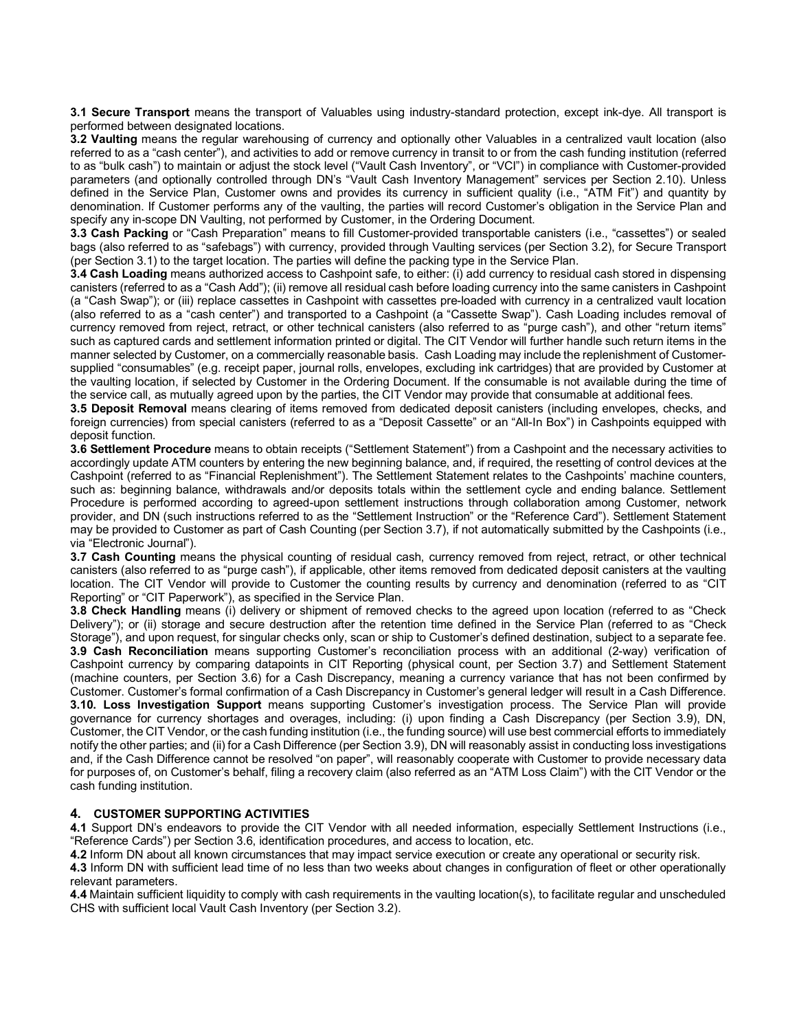**3.1 Secure Transport** means the transport of Valuables using industry-standard protection, except ink-dye. All transport is performed between designated locations.

**3.2 Vaulting** means the regular warehousing of currency and optionally other Valuables in a centralized vault location (also referred to as a "cash center"), and activities to add or remove currency in transit to or from the cash funding institution (referred to as "bulk cash") to maintain or adjust the stock level ("Vault Cash Inventory", or "VCI") in compliance with Customer-provided parameters (and optionally controlled through DN's "Vault Cash Inventory Management" services per Section 2.10). Unless defined in the Service Plan, Customer owns and provides its currency in sufficient quality (i.e., "ATM Fit") and quantity by denomination. If Customer performs any of the vaulting, the parties will record Customer's obligation in the Service Plan and specify any in-scope DN Vaulting, not performed by Customer, in the Ordering Document.

**3.3 Cash Packing** or "Cash Preparation" means to fill Customer-provided transportable canisters (i.e., "cassettes") or sealed bags (also referred to as "safebags") with currency, provided through Vaulting services (per Section 3.2), for Secure Transport (per Section 3.1) to the target location. The parties will define the packing type in the Service Plan.

**3.4 Cash Loading** means authorized access to Cashpoint safe, to either: (i) add currency to residual cash stored in dispensing canisters (referred to as a "Cash Add"); (ii) remove all residual cash before loading currency into the same canisters in Cashpoint (a "Cash Swap"); or (iii) replace cassettes in Cashpoint with cassettes pre-loaded with currency in a centralized vault location (also referred to as a "cash center") and transported to a Cashpoint (a "Cassette Swap"). Cash Loading includes removal of currency removed from reject, retract, or other technical canisters (also referred to as "purge cash"), and other "return items" such as captured cards and settlement information printed or digital. The CIT Vendor will further handle such return items in the manner selected by Customer, on a commercially reasonable basis. Cash Loading may include the replenishment of Customer-supplied "consumables" (e.g. receipt paper, journal rolls, envelopes, excluding ink cartridges) that are provided by Customer at the vaulting location, if selected by Customer in the Ordering Document. If the consumable is not available during the time of the service call, as mutually agreed upon by the parties, the CIT Vendor may provide that consumable at additional fees.

**3.5 Deposit Removal** means clearing of items removed from dedicated deposit canisters (including envelopes, checks, and foreign currencies) from special canisters (referred to as a "Deposit Cassette" or an "All-In Box") in Cashpoints equipped with deposit function.

**3.6 Settlement Procedure** means to obtain receipts ("Settlement Statement") from a Cashpoint and the necessary activities to accordingly update ATM counters by entering the new beginning balance, and, if required, the resetting of control devices at the Cashpoint (referred to as "Financial Replenishment"). The Settlement Statement relates to the Cashpoints' machine counters, such as: beginning balance, withdrawals and/or deposits totals within the settlement cycle and ending balance. Settlement Procedure is performed according to agreed-upon settlement instructions through collaboration among Customer, network provider, and DN (such instructions referred to as the "Settlement Instruction" or the "Reference Card"). Settlement Statement may be provided to Customer as part of Cash Counting (per Section 3.7), if not automatically submitted by the Cashpoints (i.e., via "Electronic Journal").

**3.7 Cash Counting** means the physical counting of residual cash, currency removed from reject, retract, or other technical canisters (also referred to as "purge cash"), if applicable, other items removed from dedicated deposit canisters at the vaulting location. The CIT Vendor will provide to Customer the counting results by currency and denomination (referred to as "CIT Reporting" or "CIT Paperwork"), as specified in the Service Plan.

**3.8 Check Handling** means (i) delivery or shipment of removed checks to the agreed upon location (referred to as "Check Delivery"); or (ii) storage and secure destruction after the retention time defined in the Service Plan (referred to as "Check Storage"), and upon request, for singular checks only, scan or ship to Customer's defined destination, subject to a separate fee.

**3.9 Cash Reconciliation** means supporting Customer's reconciliation process with an additional (2-way) verification of Cashpoint currency by comparing datapoints in CIT Reporting (physical count, per Section 3.7) and Settlement Statement (machine counters, per Section 3.6) for a Cash Discrepancy, meaning a currency variance that has not been confirmed by Customer. Customer's formal confirmation of a Cash Discrepancy in Customer's general ledger will result in a Cash Difference.

**3.10. Loss Investigation Support** means supporting Customer's investigation process. The Service Plan will provide governance for currency shortages and overages, including: (i) upon finding a Cash Discrepancy (per Section 3.9), DN, Customer, the CIT Vendor, or the cash funding institution (i.e., the funding source) will use best commercial efforts to immediately notify the other parties; and (ii) for a Cash Difference (per Section 3.9), DN will reasonably assist in conducting loss investigations and, if the Cash Difference cannot be resolved "on paper", will reasonably cooperate with Customer to provide necessary data for purposes of, on Customer's behalf, filing a recovery claim (also referred as an "ATM Loss Claim") with the CIT Vendor or the cash funding institution.

## 4. CUSTOMER SUPPORTING ACTIVITIES

**4.1** Support DN's endeavors to provide the CIT Vendor with all needed information, especially Settlement Instructions (i.e., "Reference Cards") per Section 3.6, identification procedures, and access to location, etc.

**4.2** Inform DN about all known circumstances that may impact service execution or create any operational or security risk.

**4.3** Inform DN with sufficient lead time of no less than two weeks about changes in configuration of fleet or other operationally relevant parameters.

**4.4** Maintain sufficient liquidity to comply with cash requirements in the vaulting location(s), to facilitate regular and unscheduled CHS with sufficient local Vault Cash Inventory (per Section 3.2).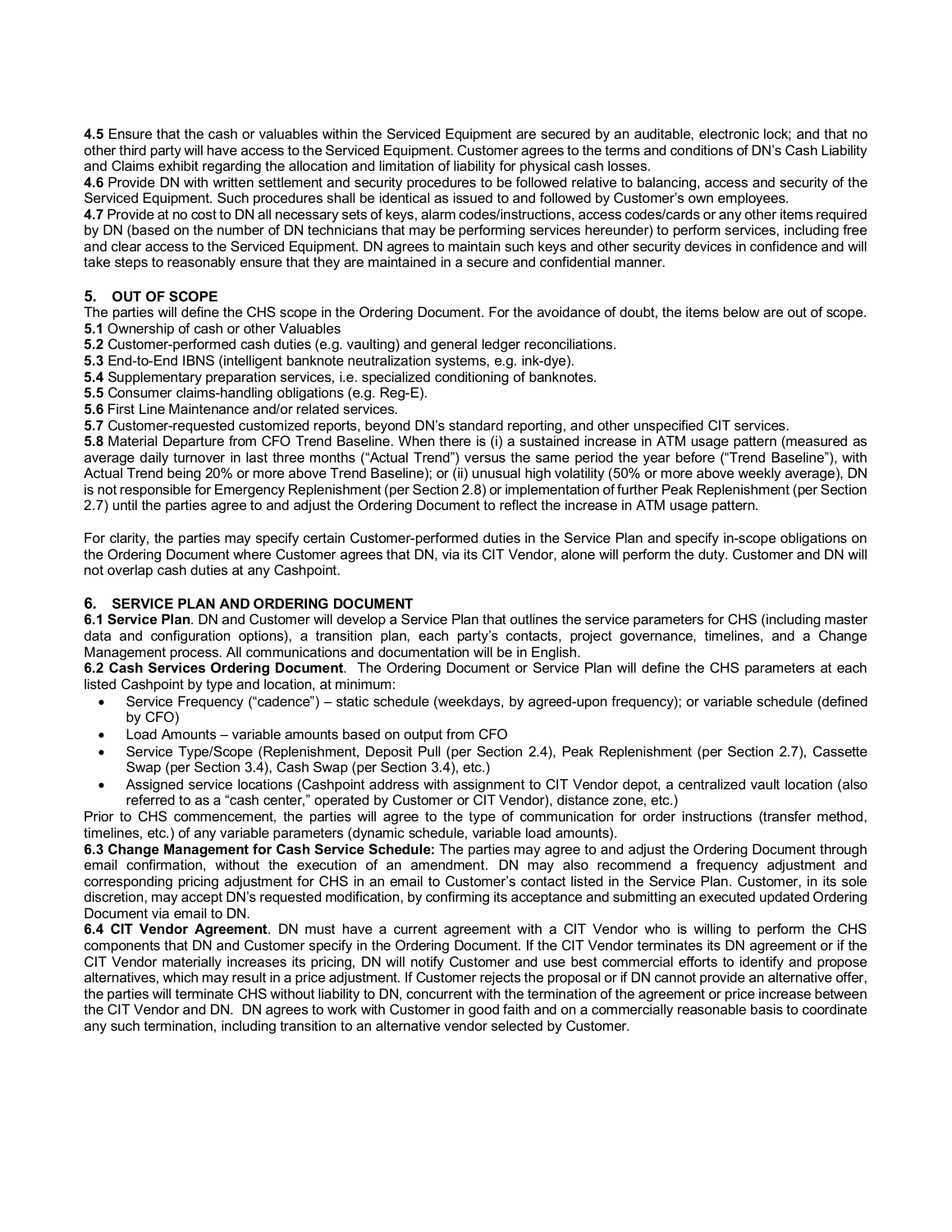**4.5** Ensure that the cash or valuables within the Serviced Equipment are secured by an auditable, electronic lock; and that no other third party will have access to the Serviced Equipment. Customer agrees to the terms and conditions of DN's Cash Liability and Claims exhibit regarding the allocation and limitation of liability for physical cash losses.

**4.6** Provide DN with written settlement and security procedures to be followed relative to balancing, access and security of the Serviced Equipment. Such procedures shall be identical as issued to and followed by Customer's own employees.

**4.7** Provide at no cost to DN all necessary sets of keys, alarm codes/instructions, access codes/cards or any other items required by DN (based on the number of DN technicians that may be performing services hereunder) to perform services, including free and clear access to the Serviced Equipment. DN agrees to maintain such keys and other security devices in confidence and will take steps to reasonably ensure that they are maintained in a secure and confidential manner.

## 5. OUT OF SCOPE

The parties will define the CHS scope in the Ordering Document. For the avoidance of doubt, the items below are out of scope.

**5.1** Ownership of cash or other Valuables

**5.2** Customer-performed cash duties (e.g. vaulting) and general ledger reconciliations.

**5.3** End-to-End IBNS (intelligent banknote neutralization systems, e.g. ink-dye).

**5.4** Supplementary preparation services, i.e. specialized conditioning of banknotes.

**5.5** Consumer claims-handling obligations (e.g. Reg-E).

**5.6** First Line Maintenance and/or related services.

**5.7** Customer-requested customized reports, beyond DN's standard reporting, and other unspecified CIT services.

**5.8** Material Departure from CFO Trend Baseline. When there is (i) a sustained increase in ATM usage pattern (measured as average daily turnover in last three months ("Actual Trend") versus the same period the year before ("Trend Baseline"), with Actual Trend being 20% or more above Trend Baseline); or (ii) unusual high volatility (50% or more above weekly average), DN is not responsible for Emergency Replenishment (per Section 2.8) or implementation of further Peak Replenishment (per Section 2.7) until the parties agree to and adjust the Ordering Document to reflect the increase in ATM usage pattern.

For clarity, the parties may specify certain Customer-performed duties in the Service Plan and specify in-scope obligations on the Ordering Document where Customer agrees that DN, via its CIT Vendor, alone will perform the duty. Customer and DN will not overlap cash duties at any Cashpoint.

## 6. SERVICE PLAN AND ORDERING DOCUMENT

**6.1 Service Plan**. DN and Customer will develop a Service Plan that outlines the service parameters for CHS (including master data and configuration options), a transition plan, each party's contacts, project governance, timelines, and a Change Management process. All communications and documentation will be in English.

**6.2 Cash Services Ordering Document**. The Ordering Document or Service Plan will define the CHS parameters at each listed Cashpoint by type and location, at minimum:

- Service Frequency ("cadence") – static schedule (weekdays, by agreed-upon frequency); or variable schedule (defined by CFO)
- Load Amounts – variable amounts based on output from CFO
- Service Type/Scope (Replenishment, Deposit Pull (per Section 2.4), Peak Replenishment (per Section 2.7), Cassette Swap (per Section 3.4), Cash Swap (per Section 3.4), etc.)
- Assigned service locations (Cashpoint address with assignment to CIT Vendor depot, a centralized vault location (also referred to as a "cash center," operated by Customer or CIT Vendor), distance zone, etc.)

Prior to CHS commencement, the parties will agree to the type of communication for order instructions (transfer method, timelines, etc.) of any variable parameters (dynamic schedule, variable load amounts).

**6.3 Change Management for Cash Service Schedule:** The parties may agree to and adjust the Ordering Document through email confirmation, without the execution of an amendment. DN may also recommend a frequency adjustment and corresponding pricing adjustment for CHS in an email to Customer's contact listed in the Service Plan. Customer, in its sole discretion, may accept DN's requested modification, by confirming its acceptance and submitting an executed updated Ordering Document via email to DN.

**6.4 CIT Vendor Agreement**. DN must have a current agreement with a CIT Vendor who is willing to perform the CHS components that DN and Customer specify in the Ordering Document. If the CIT Vendor terminates its DN agreement or if the CIT Vendor materially increases its pricing, DN will notify Customer and use best commercial efforts to identify and propose alternatives, which may result in a price adjustment. If Customer rejects the proposal or if DN cannot provide an alternative offer, the parties will terminate CHS without liability to DN, concurrent with the termination of the agreement or price increase between the CIT Vendor and DN. DN agrees to work with Customer in good faith and on a commercially reasonable basis to coordinate any such termination, including transition to an alternative vendor selected by Customer.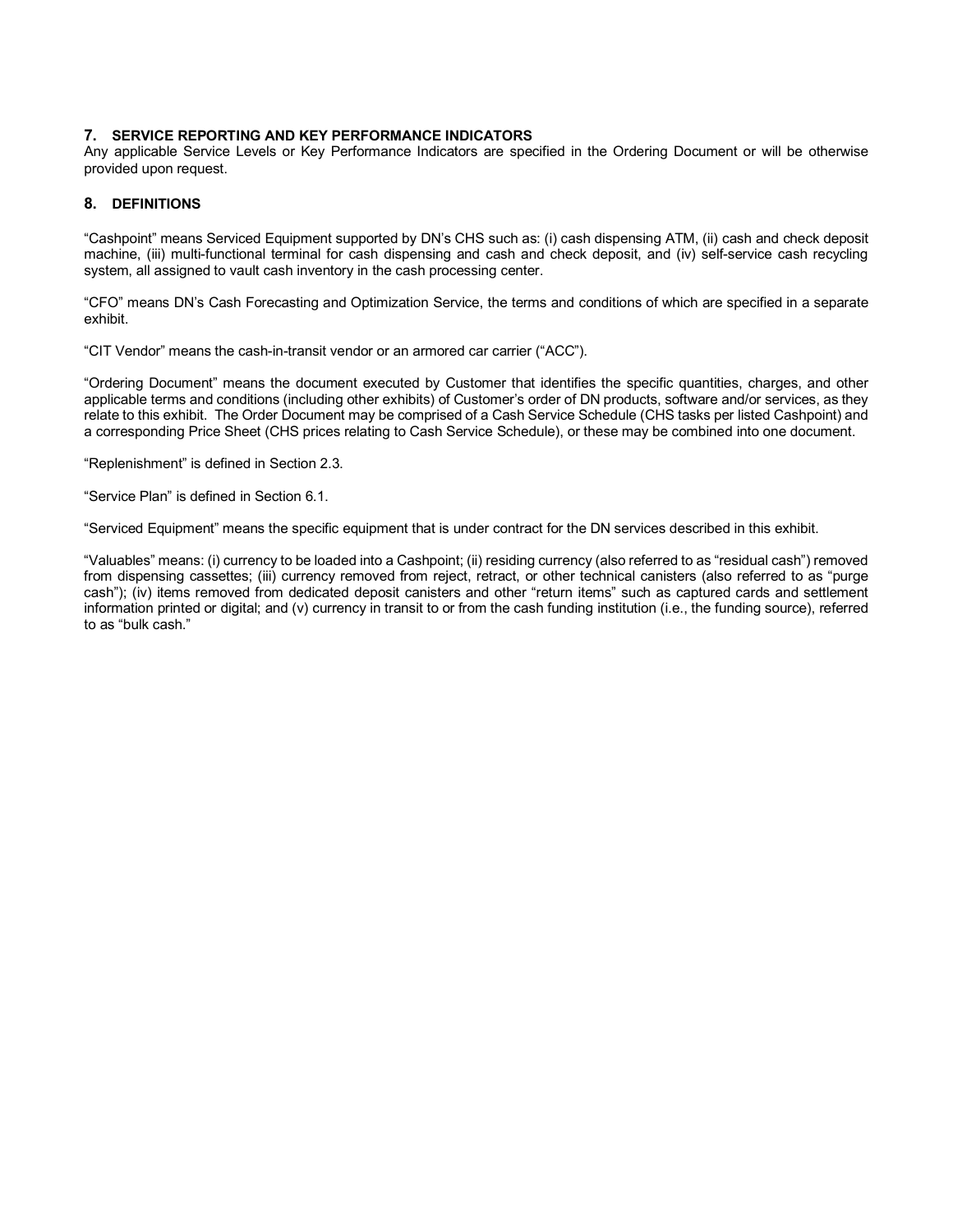## 7. SERVICE REPORTING AND KEY PERFORMANCE INDICATORS

Any applicable Service Levels or Key Performance Indicators are specified in the Ordering Document or will be otherwise provided upon request.

## 8. DEFINITIONS

"Cashpoint" means Serviced Equipment supported by DN's CHS such as: (i) cash dispensing ATM, (ii) cash and check deposit machine, (iii) multi-functional terminal for cash dispensing and cash and check deposit, and (iv) self-service cash recycling system, all assigned to vault cash inventory in the cash processing center.

"CFO" means DN's Cash Forecasting and Optimization Service, the terms and conditions of which are specified in a separate exhibit.

"CIT Vendor" means the cash-in-transit vendor or an armored car carrier ("ACC").

"Ordering Document" means the document executed by Customer that identifies the specific quantities, charges, and other applicable terms and conditions (including other exhibits) of Customer's order of DN products, software and/or services, as they relate to this exhibit. The Order Document may be comprised of a Cash Service Schedule (CHS tasks per listed Cashpoint) and a corresponding Price Sheet (CHS prices relating to Cash Service Schedule), or these may be combined into one document.

"Replenishment" is defined in Section 2.3.

"Service Plan" is defined in Section 6.1.

"Serviced Equipment" means the specific equipment that is under contract for the DN services described in this exhibit.

"Valuables" means: (i) currency to be loaded into a Cashpoint; (ii) residing currency (also referred to as "residual cash") removed from dispensing cassettes; (iii) currency removed from reject, retract, or other technical canisters (also referred to as "purge cash"); (iv) items removed from dedicated deposit canisters and other "return items" such as captured cards and settlement information printed or digital; and (v) currency in transit to or from the cash funding institution (i.e., the funding source), referred to as "bulk cash."